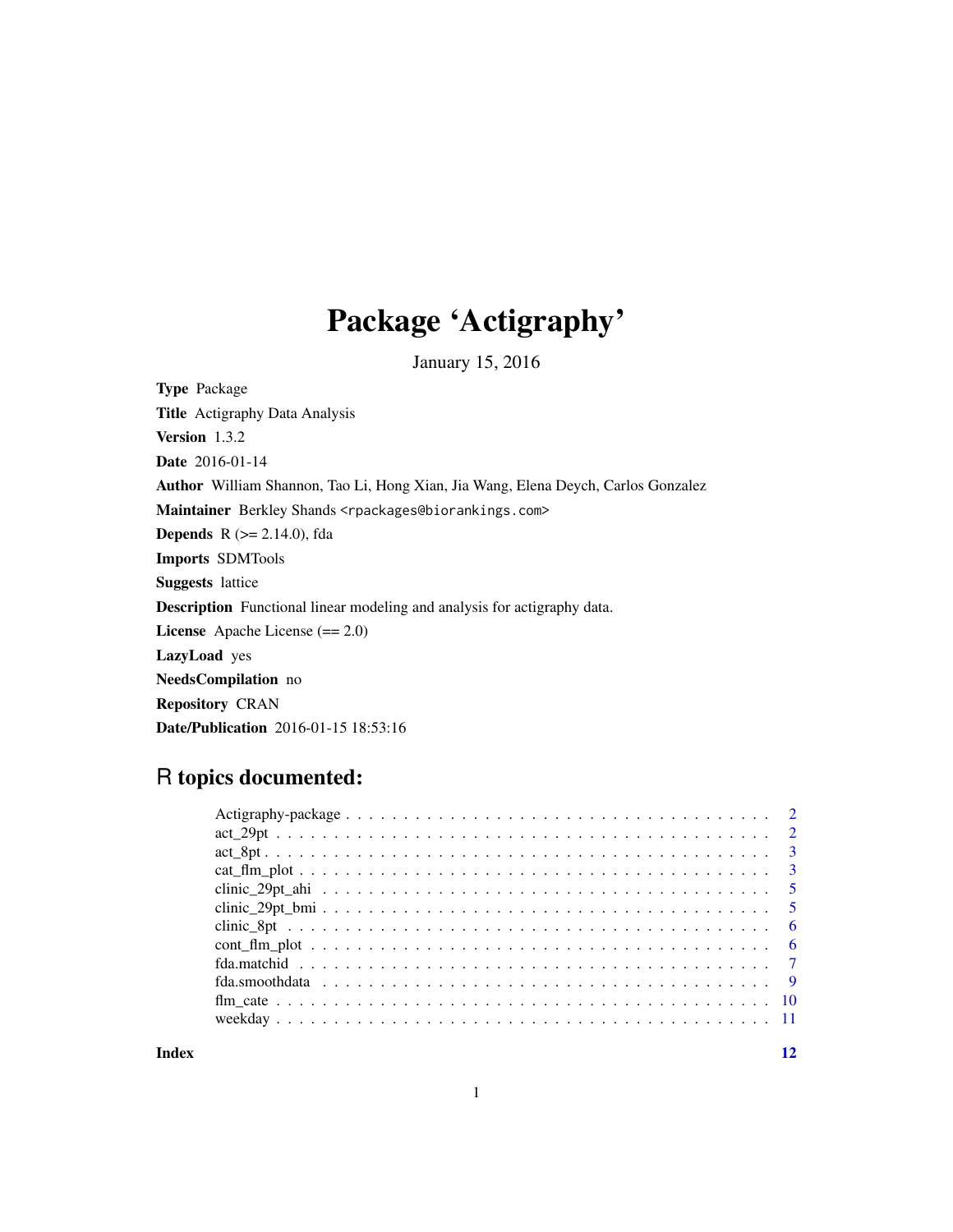# Package 'Actigraphy'

January 15, 2016

**Type** Package

**Title** Actigraphy Data Analysis

**Version** 1.3.2

**Date** 2016-01-14

**Author** William Shannon, Tao Li, Hong Xian, Jia Wang, Elena Deych, Carlos Gonzalez

**Maintainer** Berkley Shands <rpackages@biorankings.com>

**Depends** R (>= 2.14.0), fda

**Imports** SDMTools

**Suggests** lattice

**Description** Functional linear modeling and analysis for actigraphy data.

**License** Apache License (== 2.0)

**LazyLoad** yes

**NeedsCompilation** no

**Repository** CRAN

**Date/Publication** 2016-01-15 18:53:16

## R topics documented:

| | |
|---|---|
| Actigraphy-package | 2 |
| act_29pt | 2 |
| act_8pt | 3 |
| cat_flm_plot | 3 |
| clinic_29pt_ahi | 5 |
| clinic_29pt_bmi | 5 |
| clinic_8pt | 6 |
| cont_flm_plot | 6 |
| fda.matchid | 7 |
| fda.smoothdata | 9 |
| flm_cate | 10 |
| weekday | 11 |
| **Index** | **12** |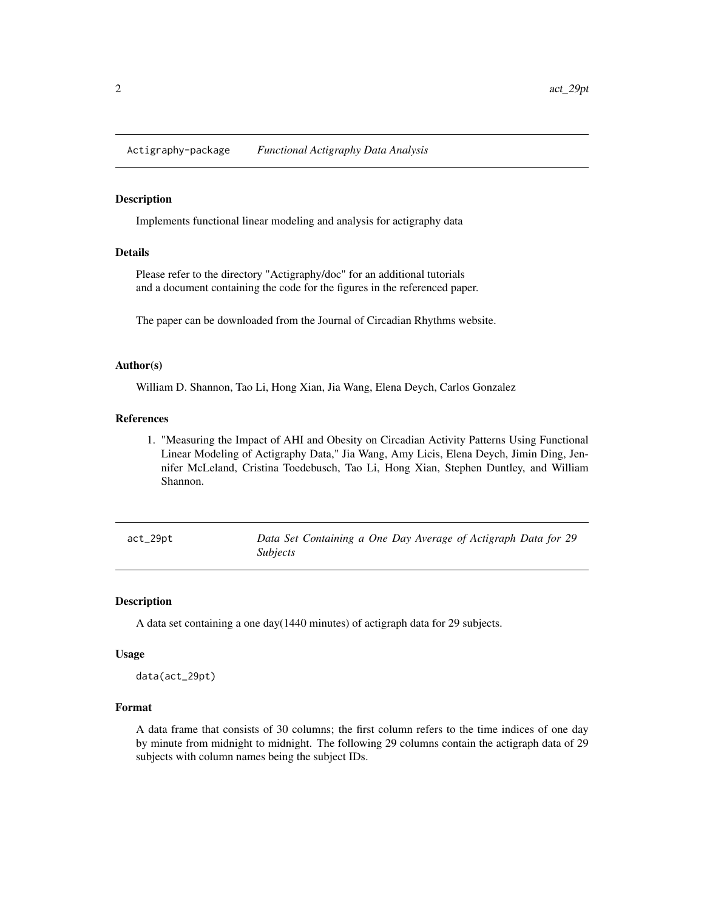## Actigraphy-package *Functional Actigraphy Data Analysis*

### Description

Implements functional linear modeling and analysis for actigraphy data

### Details

Please refer to the directory "Actigraphy/doc" for an additional tutorials
and a document containing the code for the figures in the referenced paper.

The paper can be downloaded from the Journal of Circadian Rhythms website.

### Author(s)

William D. Shannon, Tao Li, Hong Xian, Jia Wang, Elena Deych, Carlos Gonzalez

### References

1. "Measuring the Impact of AHI and Obesity on Circadian Activity Patterns Using Functional Linear Modeling of Actigraphy Data," Jia Wang, Amy Licis, Elena Deych, Jimin Ding, Jennifer McLeland, Cristina Toedebusch, Tao Li, Hong Xian, Stephen Duntley, and William Shannon.

## act_29pt *Data Set Containing a One Day Average of Actigraph Data for 29 Subjects*

### Description

A data set containing a one day(1440 minutes) of actigraph data for 29 subjects.

### Usage

```
data(act_29pt)
```

### Format

A data frame that consists of 30 columns; the first column refers to the time indices of one day by minute from midnight to midnight. The following 29 columns contain the actigraph data of 29 subjects with column names being the subject IDs.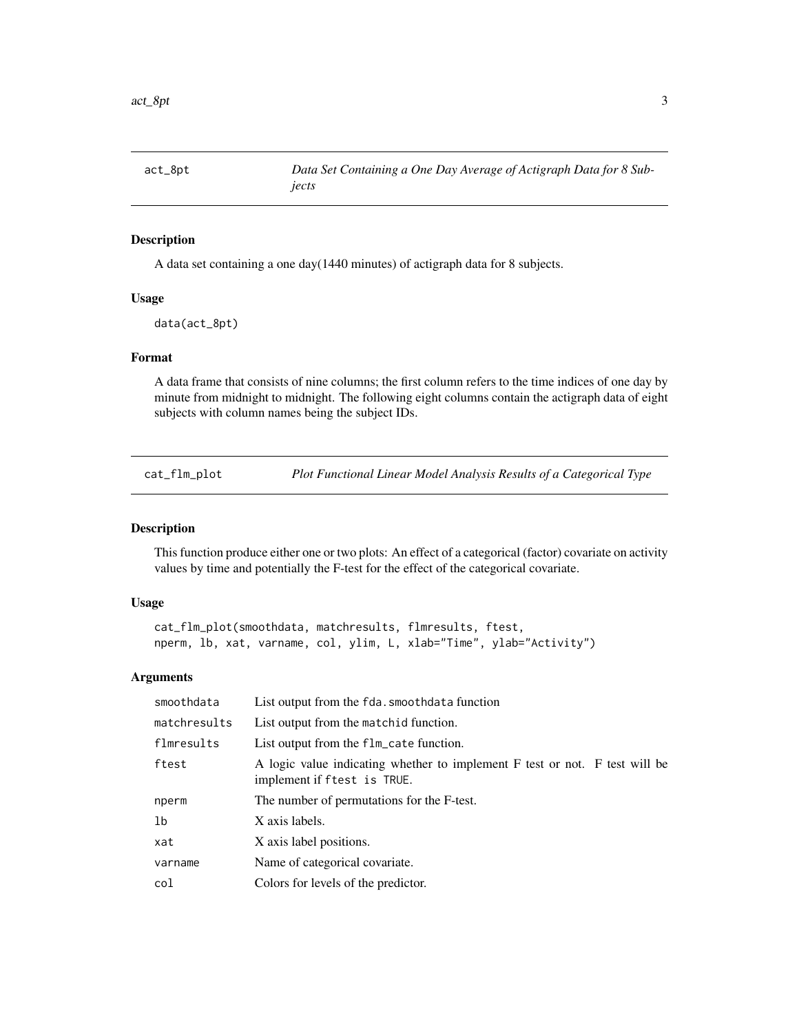## act_8pt — *Data Set Containing a One Day Average of Actigraph Data for 8 Subjects*

### Description

A data set containing a one day(1440 minutes) of actigraph data for 8 subjects.

### Usage

```
data(act_8pt)
```

### Format

A data frame that consists of nine columns; the first column refers to the time indices of one day by minute from midnight to midnight. The following eight columns contain the actigraph data of eight subjects with column names being the subject IDs.

## cat_flm_plot — *Plot Functional Linear Model Analysis Results of a Categorical Type*

### Description

This function produce either one or two plots: An effect of a categorical (factor) covariate on activity values by time and potentially the F-test for the effect of the categorical covariate.

### Usage

```
cat_flm_plot(smoothdata, matchresults, flmresults, ftest,
nperm, lb, xat, varname, col, ylim, L, xlab="Time", ylab="Activity")
```

### Arguments

| Argument | Description |
|---|---|
| smoothdata | List output from the `fda.smoothdata` function |
| matchresults | List output from the `matchid` function. |
| flmresults | List output from the `flm_cate` function. |
| ftest | A logic value indicating whether to implement F test or not. F test will be implement if `ftest is TRUE`. |
| nperm | The number of permutations for the F-test. |
| lb | X axis labels. |
| xat | X axis label positions. |
| varname | Name of categorical covariate. |
| col | Colors for levels of the predictor. |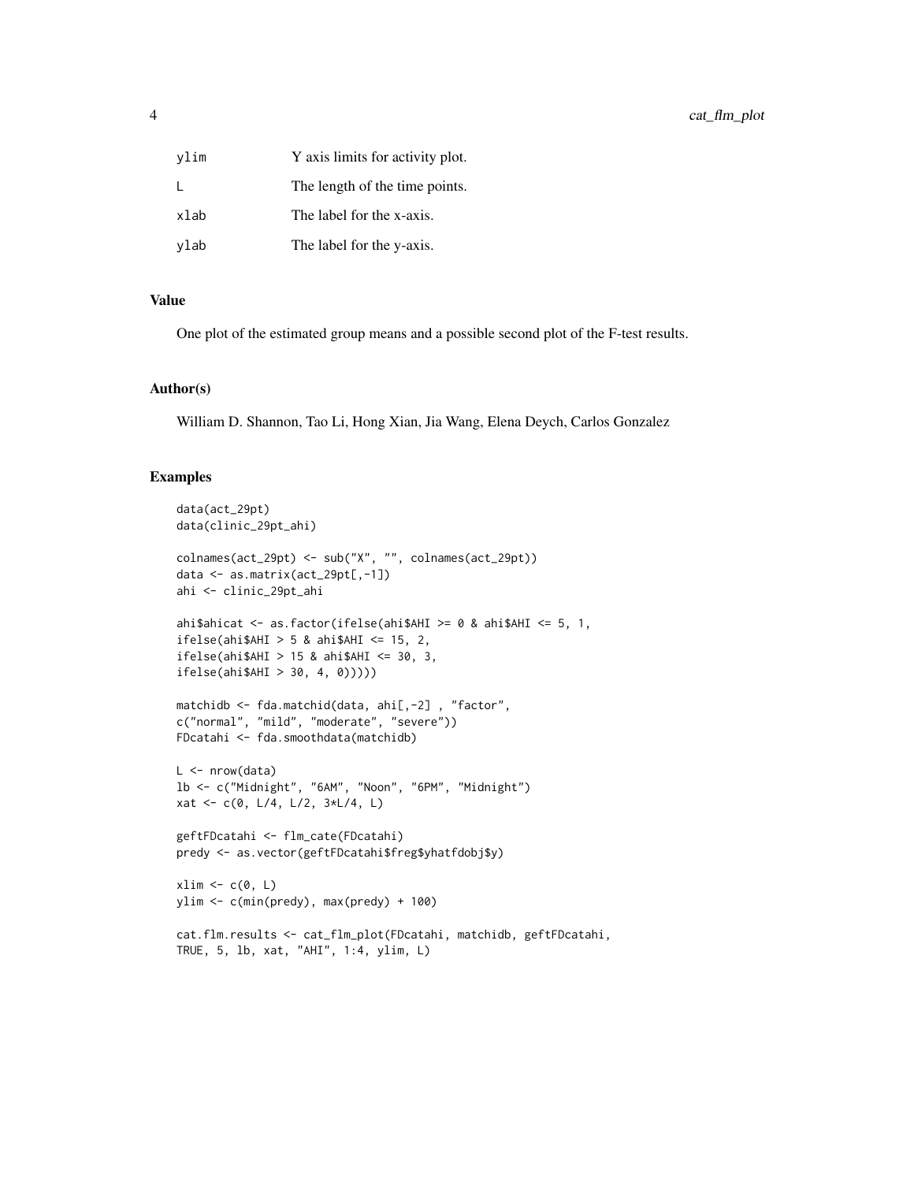| | |
|---|---|
| ylim | Y axis limits for activity plot. |
| L | The length of the time points. |
| xlab | The label for the x-axis. |
| ylab | The label for the y-axis. |

## Value

One plot of the estimated group means and a possible second plot of the F-test results.

## Author(s)

William D. Shannon, Tao Li, Hong Xian, Jia Wang, Elena Deych, Carlos Gonzalez

## Examples

```
data(act_29pt)
data(clinic_29pt_ahi)

colnames(act_29pt) <- sub("X", "", colnames(act_29pt))
data <- as.matrix(act_29pt[,-1])
ahi <- clinic_29pt_ahi

ahi$ahicat <- as.factor(ifelse(ahi$AHI >= 0 & ahi$AHI <= 5, 1,
ifelse(ahi$AHI > 5 & ahi$AHI <= 15, 2,
ifelse(ahi$AHI > 15 & ahi$AHI <= 30, 3,
ifelse(ahi$AHI > 30, 4, 0)))))

matchidb <- fda.matchid(data, ahi[,-2] , "factor",
c("normal", "mild", "moderate", "severe"))
FDcatahi <- fda.smoothdata(matchidb)

L <- nrow(data)
lb <- c("Midnight", "6AM", "Noon", "6PM", "Midnight")
xat <- c(0, L/4, L/2, 3*L/4, L)

geftFDcatahi <- flm_cate(FDcatahi)
predy <- as.vector(geftFDcatahi$freg$yhatfdobj$y)

xlim <- c(0, L)
ylim <- c(min(predy), max(predy) + 100)

cat.flm.results <- cat_flm_plot(FDcatahi, matchidb, geftFDcatahi,
TRUE, 5, lb, xat, "AHI", 1:4, ylim, L)
```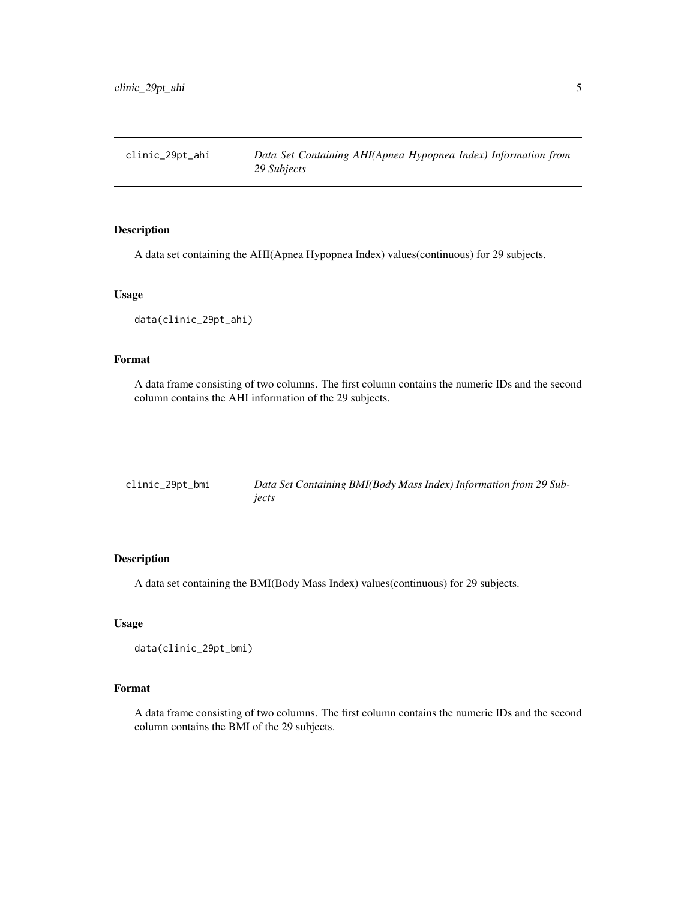## clinic_29pt_ahi — *Data Set Containing AHI(Apnea Hypopnea Index) Information from 29 Subjects*

### Description

A data set containing the AHI(Apnea Hypopnea Index) values(continuous) for 29 subjects.

### Usage

```
data(clinic_29pt_ahi)
```

### Format

A data frame consisting of two columns. The first column contains the numeric IDs and the second column contains the AHI information of the 29 subjects.

## clinic_29pt_bmi — *Data Set Containing BMI(Body Mass Index) Information from 29 Subjects*

### Description

A data set containing the BMI(Body Mass Index) values(continuous) for 29 subjects.

### Usage

```
data(clinic_29pt_bmi)
```

### Format

A data frame consisting of two columns. The first column contains the numeric IDs and the second column contains the BMI of the 29 subjects.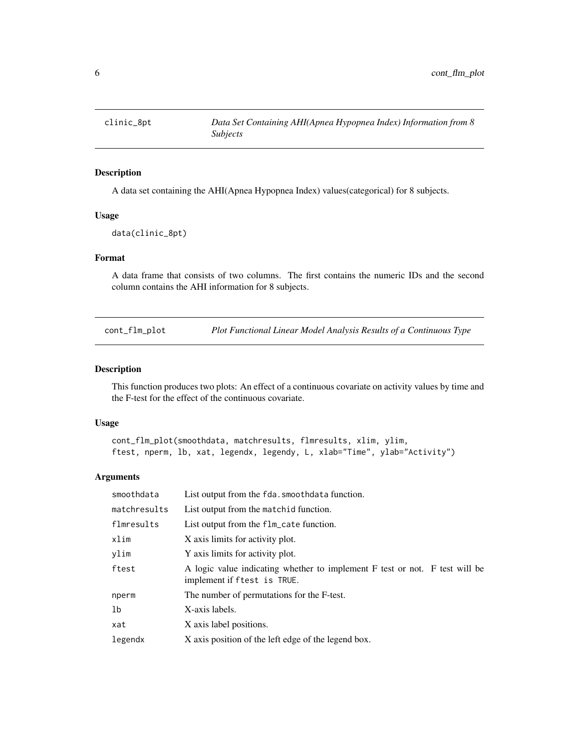## clinic_8pt — *Data Set Containing AHI(Apnea Hypopnea Index) Information from 8 Subjects*

### Description

A data set containing the AHI(Apnea Hypopnea Index) values(categorical) for 8 subjects.

### Usage

```
data(clinic_8pt)
```

### Format

A data frame that consists of two columns. The first contains the numeric IDs and the second column contains the AHI information for 8 subjects.

## cont_flm_plot — *Plot Functional Linear Model Analysis Results of a Continuous Type*

### Description

This function produces two plots: An effect of a continuous covariate on activity values by time and the F-test for the effect of the continuous covariate.

### Usage

```
cont_flm_plot(smoothdata, matchresults, flmresults, xlim, ylim,
ftest, nperm, lb, xat, legendx, legendy, L, xlab="Time", ylab="Activity")
```

### Arguments

| Argument | Description |
|---|---|
| smoothdata | List output from the `fda.smoothdata` function. |
| matchresults | List output from the `matchid` function. |
| flmresults | List output from the `flm_cate` function. |
| xlim | X axis limits for activity plot. |
| ylim | Y axis limits for activity plot. |
| ftest | A logic value indicating whether to implement F test or not. F test will be implement if `ftest is TRUE`. |
| nperm | The number of permutations for the F-test. |
| lb | X-axis labels. |
| xat | X axis label positions. |
| legendx | X axis position of the left edge of the legend box. |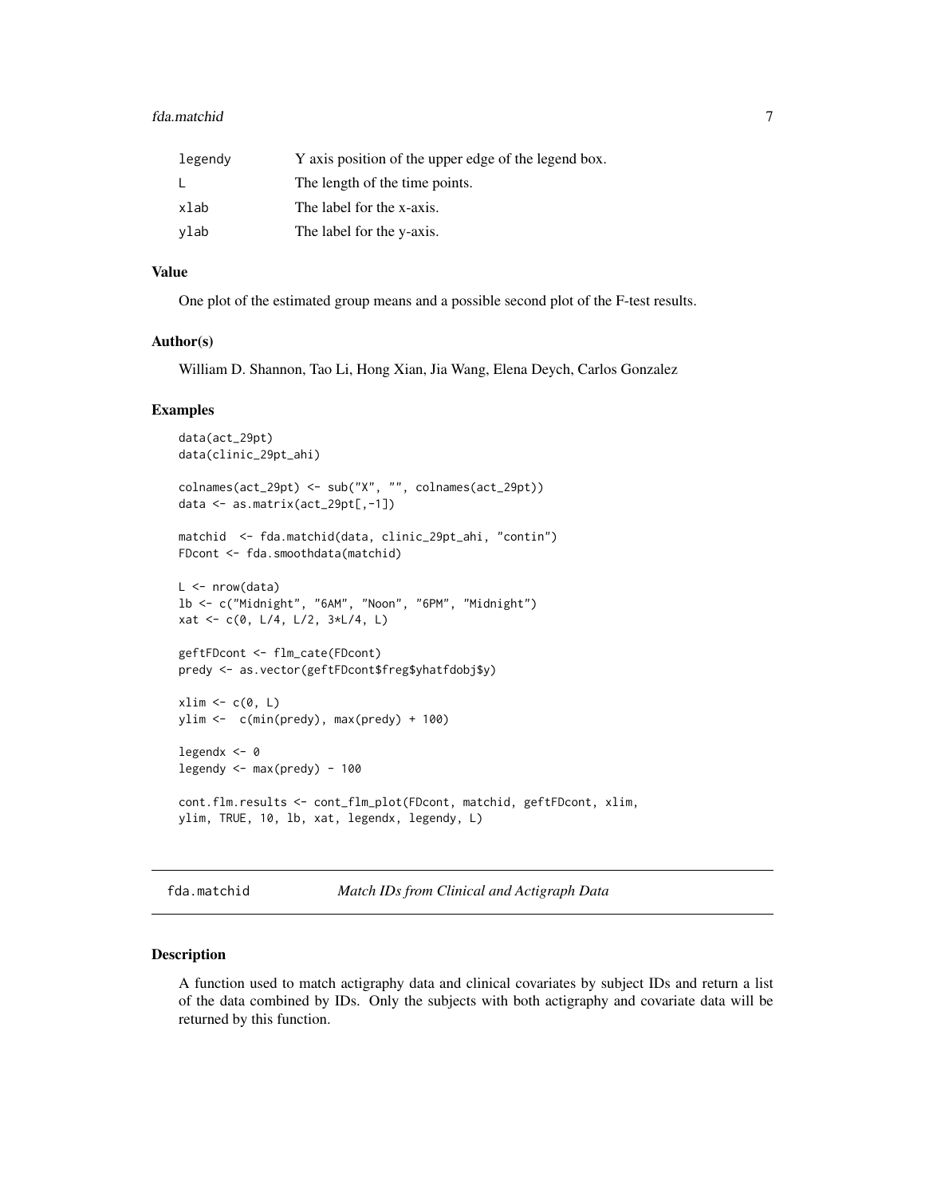| | |
|---|---|
| legendy | Y axis position of the upper edge of the legend box. |
| L | The length of the time points. |
| xlab | The label for the x-axis. |
| ylab | The label for the y-axis. |

### Value

One plot of the estimated group means and a possible second plot of the F-test results.

### Author(s)

William D. Shannon, Tao Li, Hong Xian, Jia Wang, Elena Deych, Carlos Gonzalez

### Examples

```
data(act_29pt)
data(clinic_29pt_ahi)

colnames(act_29pt) <- sub("X", "", colnames(act_29pt))
data <- as.matrix(act_29pt[,-1])

matchid  <- fda.matchid(data, clinic_29pt_ahi, "contin")
FDcont <- fda.smoothdata(matchid)

L <- nrow(data)
lb <- c("Midnight", "6AM", "Noon", "6PM", "Midnight")
xat <- c(0, L/4, L/2, 3*L/4, L)

geftFDcont <- flm_cate(FDcont)
predy <- as.vector(geftFDcont$freg$yhatfdobj$y)

xlim <- c(0, L)
ylim <-  c(min(predy), max(predy) + 100)

legendx <- 0
legendy <- max(predy) - 100

cont.flm.results <- cont_flm_plot(FDcont, matchid, geftFDcont, xlim,
ylim, TRUE, 10, lb, xat, legendx, legendy, L)
```

---

## fda.matchid *Match IDs from Clinical and Actigraph Data*

### Description

A function used to match actigraphy data and clinical covariates by subject IDs and return a list of the data combined by IDs. Only the subjects with both actigraphy and covariate data will be returned by this function.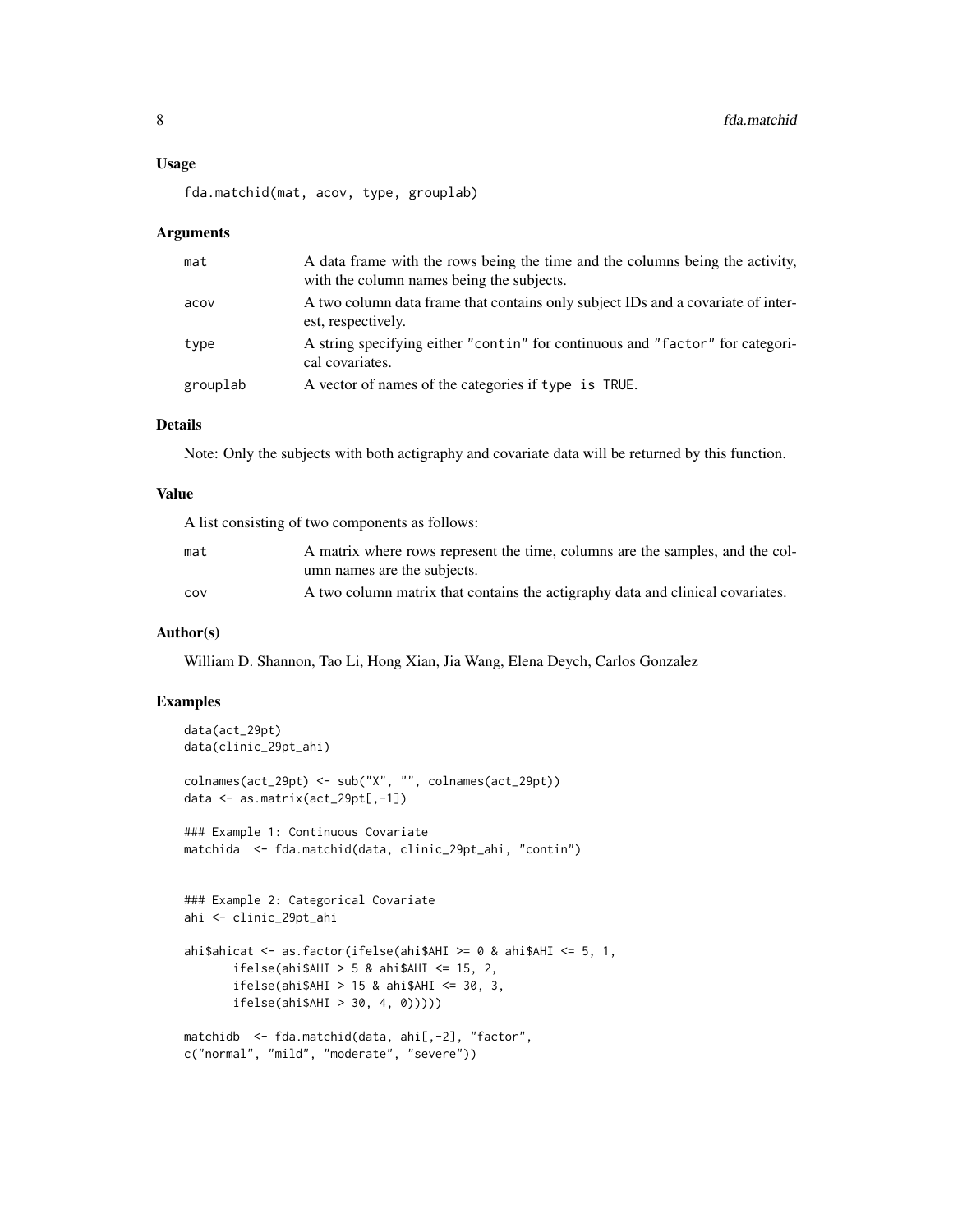### Usage

```
fda.matchid(mat, acov, type, grouplab)
```

### Arguments

| | |
|---|---|
| mat | A data frame with the rows being the time and the columns being the activity, with the column names being the subjects. |
| acov | A two column data frame that contains only subject IDs and a covariate of interest, respectively. |
| type | A string specifying either "contin" for continuous and "factor" for categorical covariates. |
| grouplab | A vector of names of the categories if `type is TRUE`. |

### Details

Note: Only the subjects with both actigraphy and covariate data will be returned by this function.

### Value

A list consisting of two components as follows:

| | |
|---|---|
| mat | A matrix where rows represent the time, columns are the samples, and the column names are the subjects. |
| cov | A two column matrix that contains the actigraphy data and clinical covariates. |

### Author(s)

William D. Shannon, Tao Li, Hong Xian, Jia Wang, Elena Deych, Carlos Gonzalez

### Examples

```
data(act_29pt)
data(clinic_29pt_ahi)

colnames(act_29pt) <- sub("X", "", colnames(act_29pt))
data <- as.matrix(act_29pt[,-1])

### Example 1: Continuous Covariate
matchida  <- fda.matchid(data, clinic_29pt_ahi, "contin")


### Example 2: Categorical Covariate
ahi <- clinic_29pt_ahi

ahi$ahicat <- as.factor(ifelse(ahi$AHI >= 0 & ahi$AHI <= 5, 1,
       ifelse(ahi$AHI > 5 & ahi$AHI <= 15, 2,
       ifelse(ahi$AHI > 15 & ahi$AHI <= 30, 3,
       ifelse(ahi$AHI > 30, 4, 0)))))

matchidb  <- fda.matchid(data, ahi[,-2], "factor",
c("normal", "mild", "moderate", "severe"))
```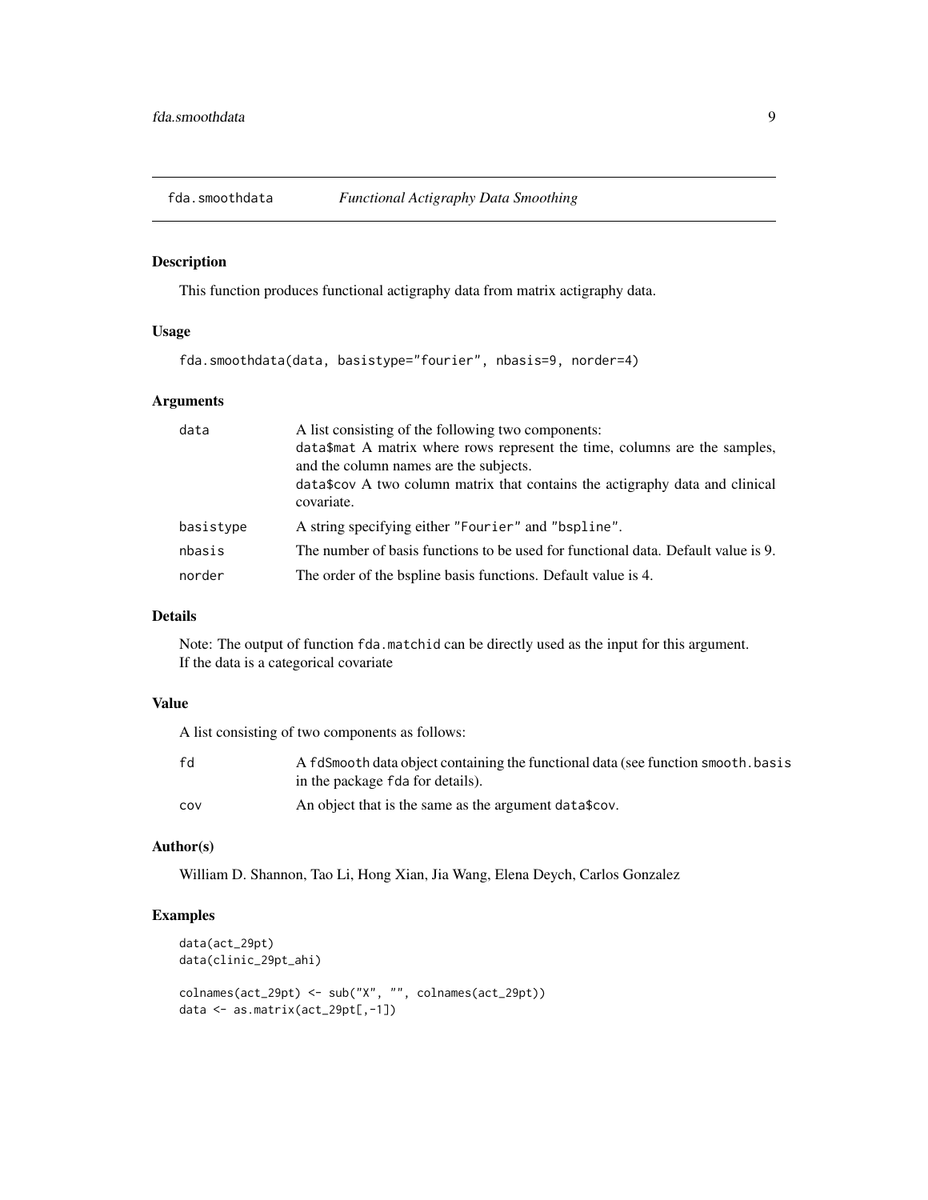# fda.smoothdata — *Functional Actigraphy Data Smoothing*

## Description

This function produces functional actigraphy data from matrix actigraphy data.

## Usage

```
fda.smoothdata(data, basistype="fourier", nbasis=9, norder=4)
```

## Arguments

| | |
|---|---|
| `data` | A list consisting of the following two components:<br>`data$mat` A matrix where rows represent the time, columns are the samples, and the column names are the subjects.<br>`data$cov` A two column matrix that contains the actigraphy data and clinical covariate. |
| `basistype` | A string specifying either `"Fourier"` and `"bspline"`. |
| `nbasis` | The number of basis functions to be used for functional data. Default value is 9. |
| `norder` | The order of the bspline basis functions. Default value is 4. |

## Details

Note: The output of function `fda.matchid` can be directly used as the input for this argument.
If the data is a categorical covariate

## Value

A list consisting of two components as follows:

| | |
|---|---|
| `fd` | A `fdSmooth` data object containing the functional data (see function `smooth.basis` in the package `fda` for details). |
| `cov` | An object that is the same as the argument `data$cov`. |

## Author(s)

William D. Shannon, Tao Li, Hong Xian, Jia Wang, Elena Deych, Carlos Gonzalez

## Examples

```
data(act_29pt)
data(clinic_29pt_ahi)

colnames(act_29pt) <- sub("X", "", colnames(act_29pt))
data <- as.matrix(act_29pt[,-1])
```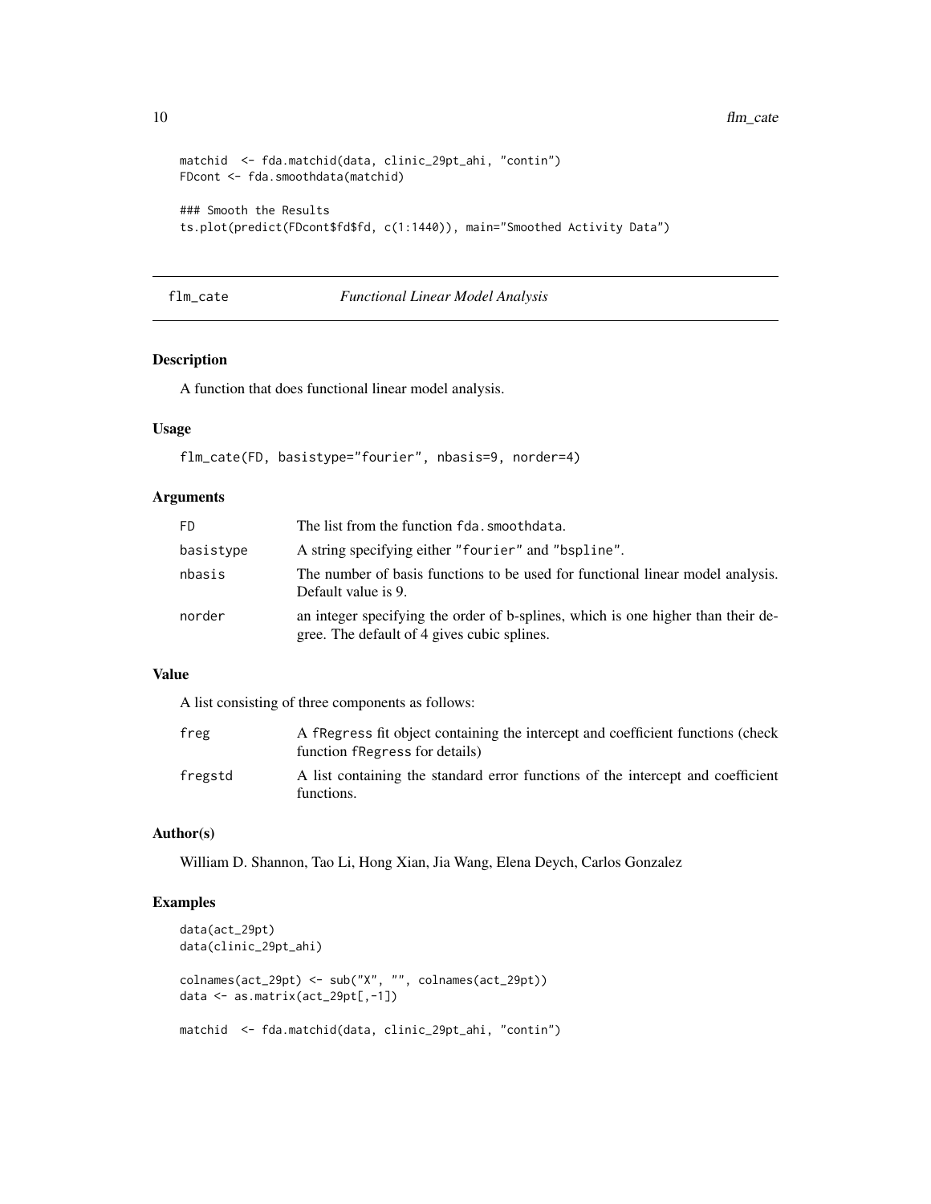```
matchid  <- fda.matchid(data, clinic_29pt_ahi, "contin")
FDcont <- fda.smoothdata(matchid)

### Smooth the Results
ts.plot(predict(FDcont$fd$fd, c(1:1440)), main="Smoothed Activity Data")
```

## flm_cate — *Functional Linear Model Analysis*

### Description

A function that does functional linear model analysis.

### Usage

```
flm_cate(FD, basistype="fourier", nbasis=9, norder=4)
```

### Arguments

| | |
|---|---|
| FD | The list from the function fda.smoothdata. |
| basistype | A string specifying either "fourier" and "bspline". |
| nbasis | The number of basis functions to be used for functional linear model analysis. Default value is 9. |
| norder | an integer specifying the order of b-splines, which is one higher than their degree. The default of 4 gives cubic splines. |

### Value

A list consisting of three components as follows:

| | |
|---|---|
| freg | A fRegress fit object containing the intercept and coefficient functions (check function fRegress for details) |
| fregstd | A list containing the standard error functions of the intercept and coefficient functions. |

### Author(s)

William D. Shannon, Tao Li, Hong Xian, Jia Wang, Elena Deych, Carlos Gonzalez

### Examples

```
data(act_29pt)
data(clinic_29pt_ahi)

colnames(act_29pt) <- sub("X", "", colnames(act_29pt))
data <- as.matrix(act_29pt[,-1])

matchid  <- fda.matchid(data, clinic_29pt_ahi, "contin")
```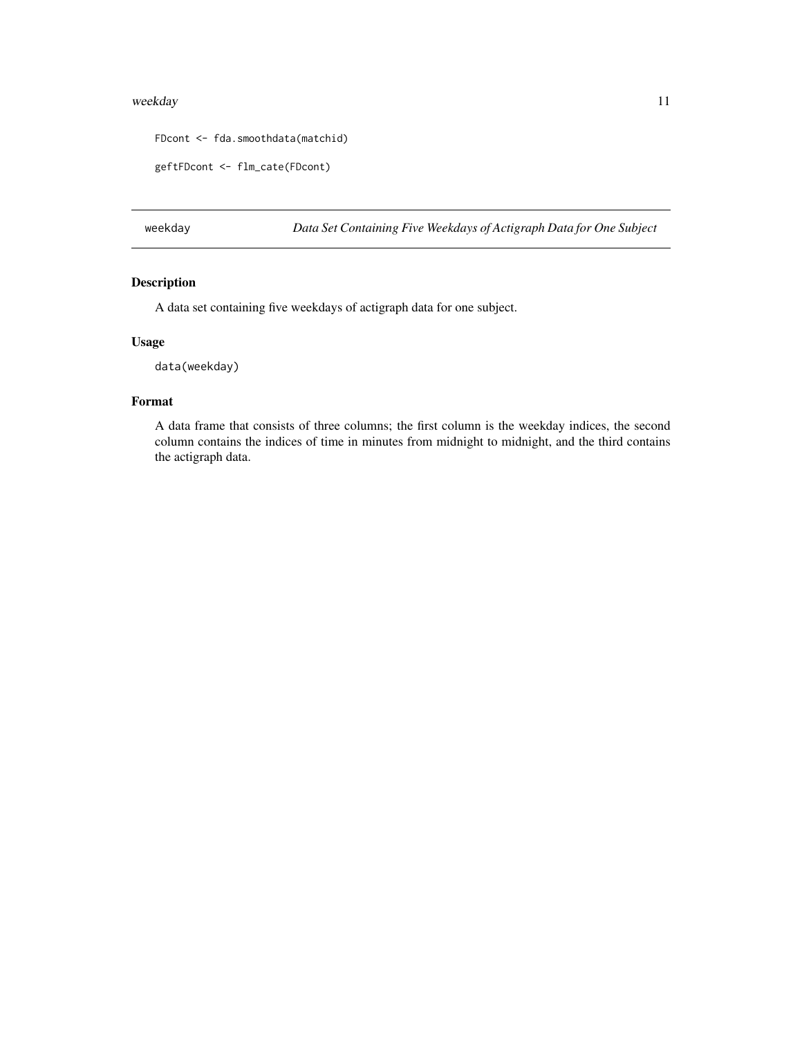```
FDcont <- fda.smoothdata(matchid)

geftFDcont <- flm_cate(FDcont)
```

## weekday — *Data Set Containing Five Weekdays of Actigraph Data for One Subject*

### Description

A data set containing five weekdays of actigraph data for one subject.

### Usage

```
data(weekday)
```

### Format

A data frame that consists of three columns; the first column is the weekday indices, the second column contains the indices of time in minutes from midnight to midnight, and the third contains the actigraph data.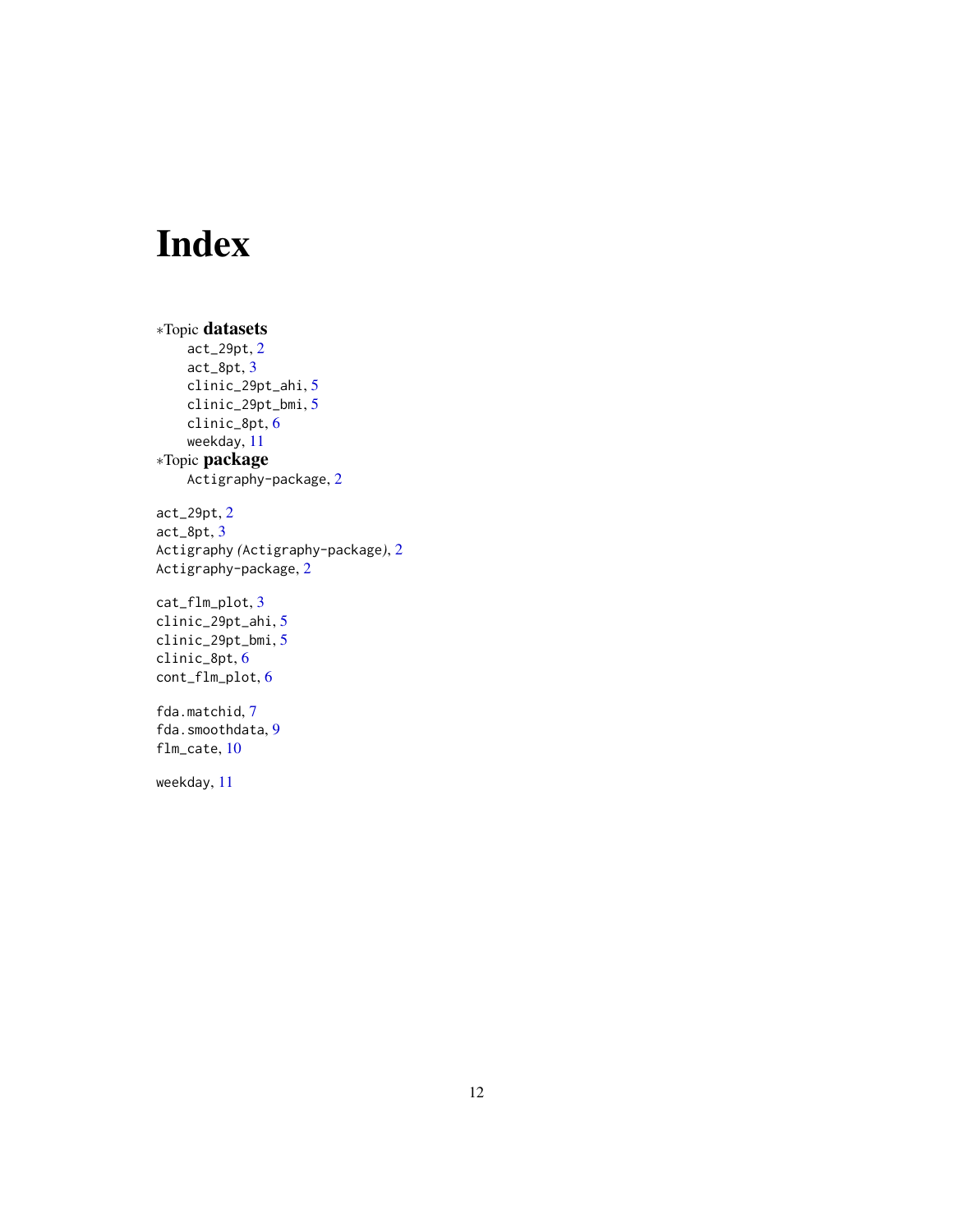# Index

*Topic **datasets**
- act_29pt, 2
- act_8pt, 3
- clinic_29pt_ahi, 5
- clinic_29pt_bmi, 5
- clinic_8pt, 6
- weekday, 11

*Topic **package**
- Actigraphy-package, 2

act_29pt, 2
act_8pt, 3
Actigraphy (Actigraphy-package), 2
Actigraphy-package, 2

cat_flm_plot, 3
clinic_29pt_ahi, 5
clinic_29pt_bmi, 5
clinic_8pt, 6
cont_flm_plot, 6

fda.matchid, 7
fda.smoothdata, 9
flm_cate, 10

weekday, 11